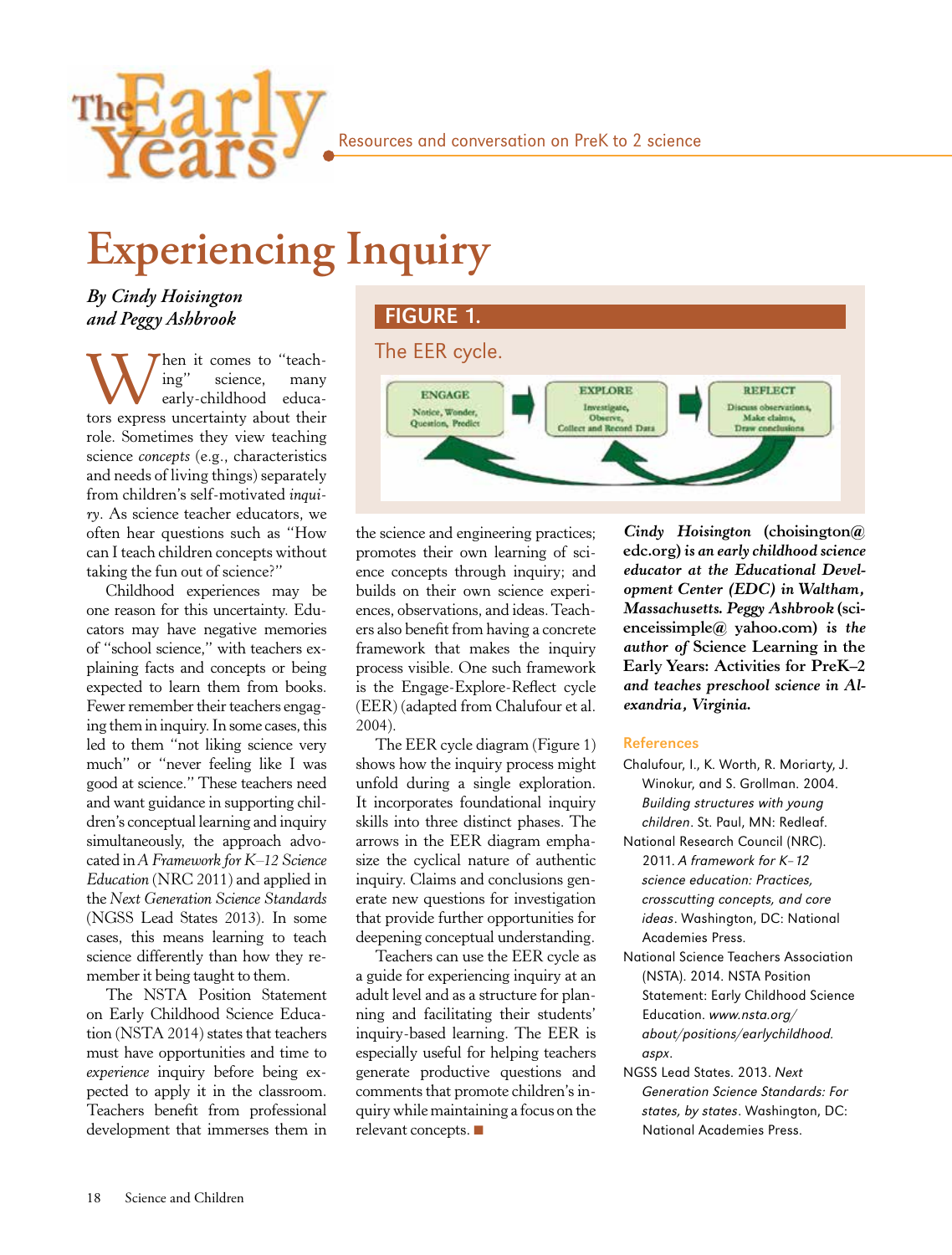# Experiencing Inquiry

*By Cindy Hoisington and Peggy Ashbrook*

When it comes to "teaching" science, many early-childhood educators express uncertainty about their role. Sometimes they view teaching science *concepts* (e.g., characteristics and needs of living things) separately from children's self-motivated *inquiry*. As science teacher educators, we often hear questions such as "How can I teach children concepts without taking the fun out of science?"

Childhood experiences may be one reason for this uncertainty. Educators may have negative memories of "school science," with teachers explaining facts and concepts or being expected to learn them from books. Fewer remember their teachers engaging them in inquiry. In some cases, this led to them "not liking science very much" or "never feeling like I was good at science." These teachers need and want guidance in supporting children's conceptual learning and inquiry simultaneously, the approach advocated in *A Framework for K–12 Science Education* (NRC 2011) and applied in the *Next Generation Science Standards* (NGSS Lead States 2013). In some cases, this means learning to teach science differently than how they remember it being taught to them.

The NSTA Position Statement on Early Childhood Science Education (NSTA 2014) states that teachers must have opportunities and time to *experience* inquiry before being expected to apply it in the classroom. Teachers benefit from professional development that immerses them in the science and engineering practices; promotes their own learning of science concepts through inquiry; and builds on their own science experiences, observations, and ideas. Teachers also benefit from having a concrete framework that makes the inquiry process visible. One such framework is the Engage-Explore-Reflect cycle (EER) (adapted from Chalufour et al. 2004).

**FIGURE 1.**

The EER cycle.

ENGAGE: Notice, Wonder, Question, Predict → EXPLORE: Investigate, Observe, Collect and Record Data → REFLECT: Discuss observations, Make claims, Draw conclusions

The EER cycle diagram (Figure 1) shows how the inquiry process might unfold during a single exploration. It incorporates foundational inquiry skills into three distinct phases. The arrows in the EER diagram emphasize the cyclical nature of authentic inquiry. Claims and conclusions generate new questions for investigation that provide further opportunities for deepening conceptual understanding.

Teachers can use the EER cycle as a guide for experiencing inquiry at an adult level and as a structure for planning and facilitating their students' inquiry-based learning. The EER is especially useful for helping teachers generate productive questions and comments that promote children's inquiry while maintaining a focus on the relevant concepts. ■

***Cindy Hoisington*** **(choisington@edc.org)** ***is an early childhood science educator at the Educational Development Center (EDC) in Waltham, Massachusetts. Peggy Ashbrook*** **(scienceissimple@yahoo.com)** ***is the author of*** **Science Learning in the Early Years: Activities for PreK–2** ***and teaches preschool science in Alexandria, Virginia.***

## References

Chalufour, I., K. Worth, R. Moriarty, J. Winokur, and S. Grollman. 2004. *Building structures with young children*. St. Paul, MN: Redleaf.

National Research Council (NRC). 2011. *A framework for K–12 science education: Practices, crosscutting concepts, and core ideas*. Washington, DC: National Academies Press.

National Science Teachers Association (NSTA). 2014. NSTA Position Statement: Early Childhood Science Education. *www.nsta.org/about/positions/earlychildhood.aspx*.

NGSS Lead States. 2013. *Next Generation Science Standards: For states, by states*. Washington, DC: National Academies Press.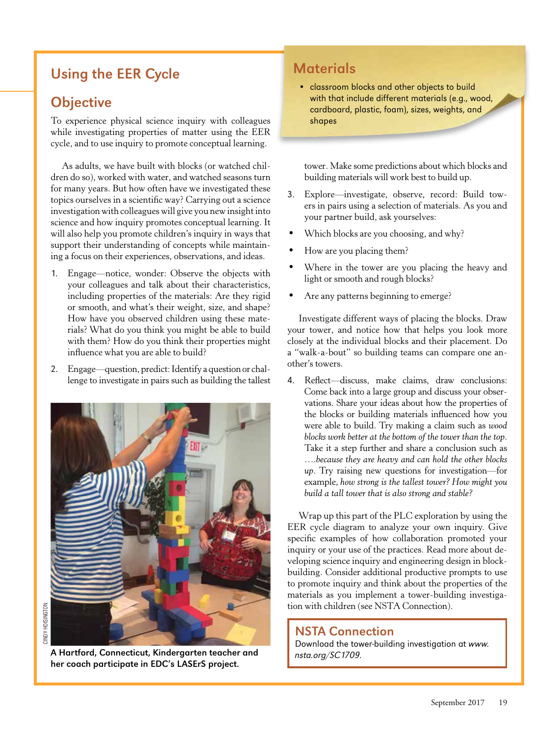## Using the EER Cycle

## Objective

To experience physical science inquiry with colleagues while investigating properties of matter using the EER cycle, and to use inquiry to promote conceptual learning.

## Materials

- classroom blocks and other objects to build with that include different materials (e.g., wood, cardboard, plastic, foam), sizes, weights, and shapes

As adults, we have built with blocks (or watched children do so), worked with water, and watched seasons turn for many years. But how often have we investigated these topics ourselves in a scientific way? Carrying out a science investigation with colleagues will give you new insight into science and how inquiry promotes conceptual learning. It will also help you promote children's inquiry in ways that support their understanding of concepts while maintaining a focus on their experiences, observations, and ideas.

1. Engage—notice, wonder: Observe the objects with your colleagues and talk about their characteristics, including properties of the materials: Are they rigid or smooth, and what's their weight, size, and shape? How have you observed children using these materials? What do you think you might be able to build with them? How do you think their properties might influence what you are able to build?
2. Engage—question, predict: Identify a question or challenge to investigate in pairs such as building the tallest tower. Make some predictions about which blocks and building materials will work best to build up.
3. Explore—investigate, observe, record: Build towers in pairs using a selection of materials. As you and your partner build, ask yourselves:

- Which blocks are you choosing, and why?
- How are you placing them?
- Where in the tower are you placing the heavy and light or smooth and rough blocks?
- Are any patterns beginning to emerge?

Investigate different ways of placing the blocks. Draw your tower, and notice how that helps you look more closely at the individual blocks and their placement. Do a "walk-a-bout" so building teams can compare one another's towers.

4. Reflect—discuss, make claims, draw conclusions: Come back into a large group and discuss your observations. Share your ideas about how the properties of the blocks or building materials influenced how you were able to build. Try making a claim such as *wood blocks work better at the bottom of the tower than the top*. Take it a step further and share a conclusion such as *….because they are heavy and can hold the other blocks up*. Try raising new questions for investigation—for example, *how strong is the tallest tower? How might you build a tall tower that is also strong and stable?*

Wrap up this part of the PLC exploration by using the EER cycle diagram to analyze your own inquiry. Give specific examples of how collaboration promoted your inquiry or your use of the practices. Read more about developing science inquiry and engineering design in blockbuilding. Consider additional productive prompts to use to promote inquiry and think about the properties of the materials as you implement a tower-building investigation with children (see NSTA Connection).

CINDY HOISINGTON

**A Hartford, Connecticut, Kindergarten teacher and her coach participate in EDC's LASErS project.**

## NSTA Connection

Download the tower-building investigation at *www.nsta.org/SC1709*.